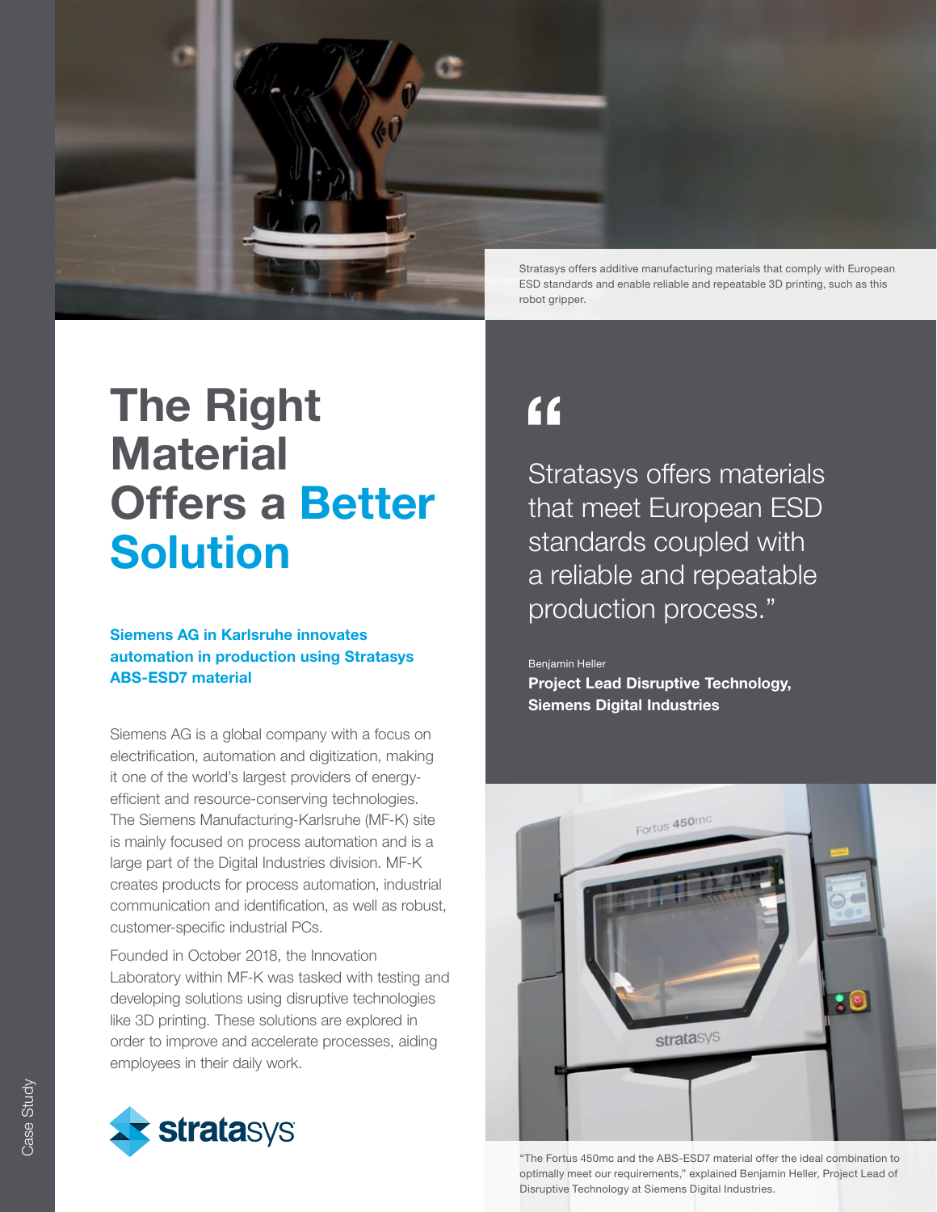Stratasys offers additive manufacturing materials that comply with European ESD standards and enable reliable and repeatable 3D printing, such as this robot gripper.

# The Right Material Offers a Better Solution

**Siemens AG in Karlsruhe innovates automation in production using Stratasys ABS-ESD7 material**

Siemens AG is a global company with a focus on electrification, automation and digitization, making it one of the world's largest providers of energy-efficient and resource-conserving technologies. The Siemens Manufacturing-Karlsruhe (MF-K) site is mainly focused on process automation and is a large part of the Digital Industries division. MF-K creates products for process automation, industrial communication and identification, as well as robust, customer-specific industrial PCs.

Founded in October 2018, the Innovation Laboratory within MF-K was tasked with testing and developing solutions using disruptive technologies like 3D printing. These solutions are explored in order to improve and accelerate processes, aiding employees in their daily work.

> "Stratasys offers materials that meet European ESD standards coupled with a reliable and repeatable production process."
>
> Benjamin Heller
> **Project Lead Disruptive Technology, Siemens Digital Industries**

"The Fortus 450mc and the ABS-ESD7 material offer the ideal combination to optimally meet our requirements," explained Benjamin Heller, Project Lead of Disruptive Technology at Siemens Digital Industries.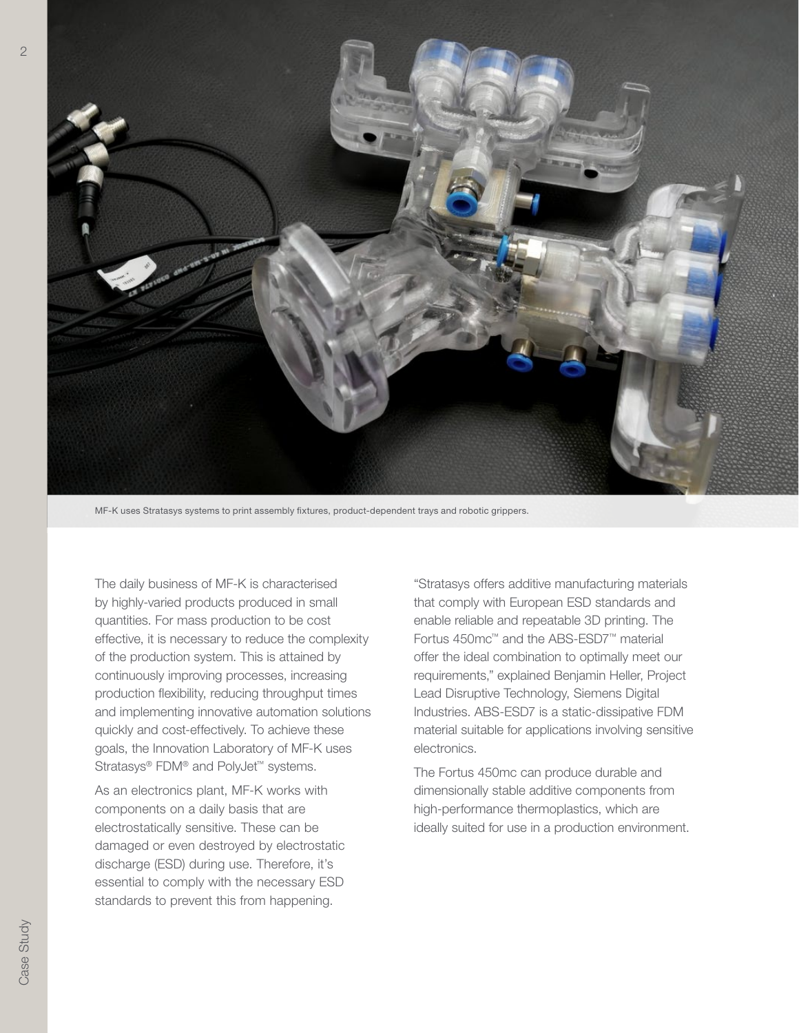MF-K uses Stratasys systems to print assembly fixtures, product-dependent trays and robotic grippers.

The daily business of MF-K is characterised by highly-varied products produced in small quantities. For mass production to be cost effective, it is necessary to reduce the complexity of the production system. This is attained by continuously improving processes, increasing production flexibility, reducing throughput times and implementing innovative automation solutions quickly and cost-effectively. To achieve these goals, the Innovation Laboratory of MF-K uses Stratasys® FDM® and PolyJet™ systems.

As an electronics plant, MF-K works with components on a daily basis that are electrostatically sensitive. These can be damaged or even destroyed by electrostatic discharge (ESD) during use. Therefore, it's essential to comply with the necessary ESD standards to prevent this from happening.

"Stratasys offers additive manufacturing materials that comply with European ESD standards and enable reliable and repeatable 3D printing. The Fortus 450mc™ and the ABS-ESD7™ material offer the ideal combination to optimally meet our requirements," explained Benjamin Heller, Project Lead Disruptive Technology, Siemens Digital Industries. ABS-ESD7 is a static-dissipative FDM material suitable for applications involving sensitive electronics.

The Fortus 450mc can produce durable and dimensionally stable additive components from high-performance thermoplastics, which are ideally suited for use in a production environment.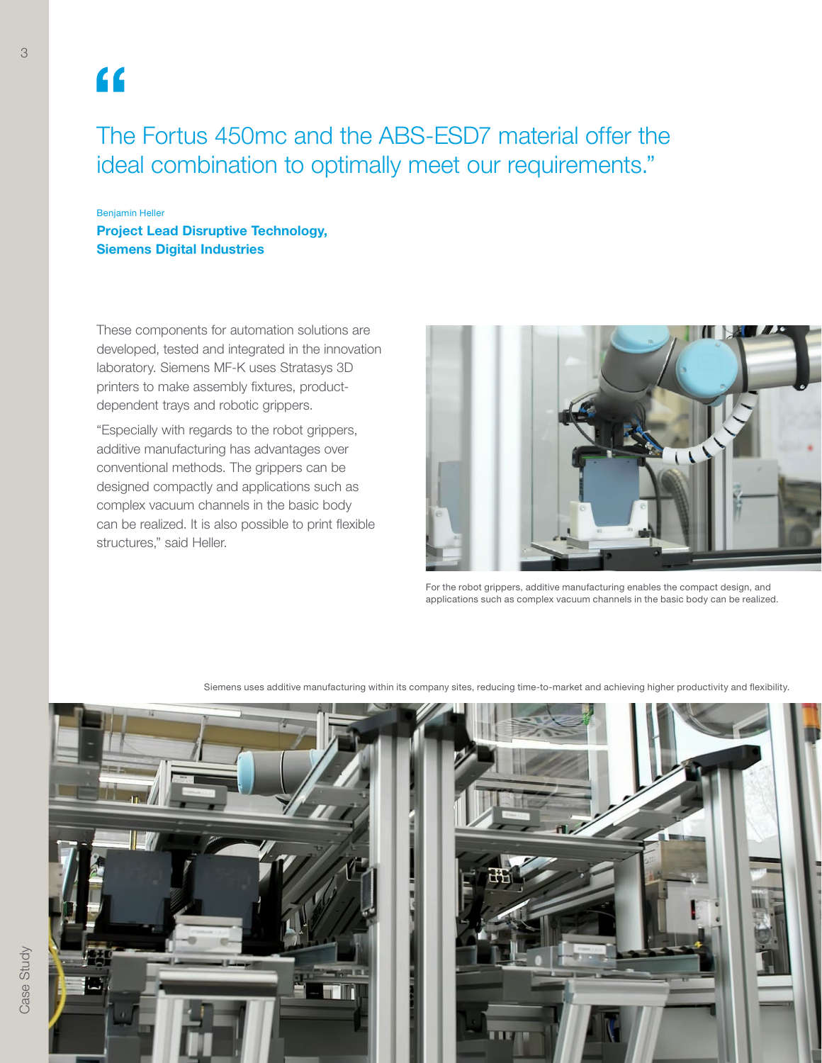> The Fortus 450mc and the ABS-ESD7 material offer the ideal combination to optimally meet our requirements."

Benjamin Heller

**Project Lead Disruptive Technology, Siemens Digital Industries**

These components for automation solutions are developed, tested and integrated in the innovation laboratory. Siemens MF-K uses Stratasys 3D printers to make assembly fixtures, product-dependent trays and robotic grippers.

"Especially with regards to the robot grippers, additive manufacturing has advantages over conventional methods. The grippers can be designed compactly and applications such as complex vacuum channels in the basic body can be realized. It is also possible to print flexible structures," said Heller.

For the robot grippers, additive manufacturing enables the compact design, and applications such as complex vacuum channels in the basic body can be realized.

Siemens uses additive manufacturing within its company sites, reducing time-to-market and achieving higher productivity and flexibility.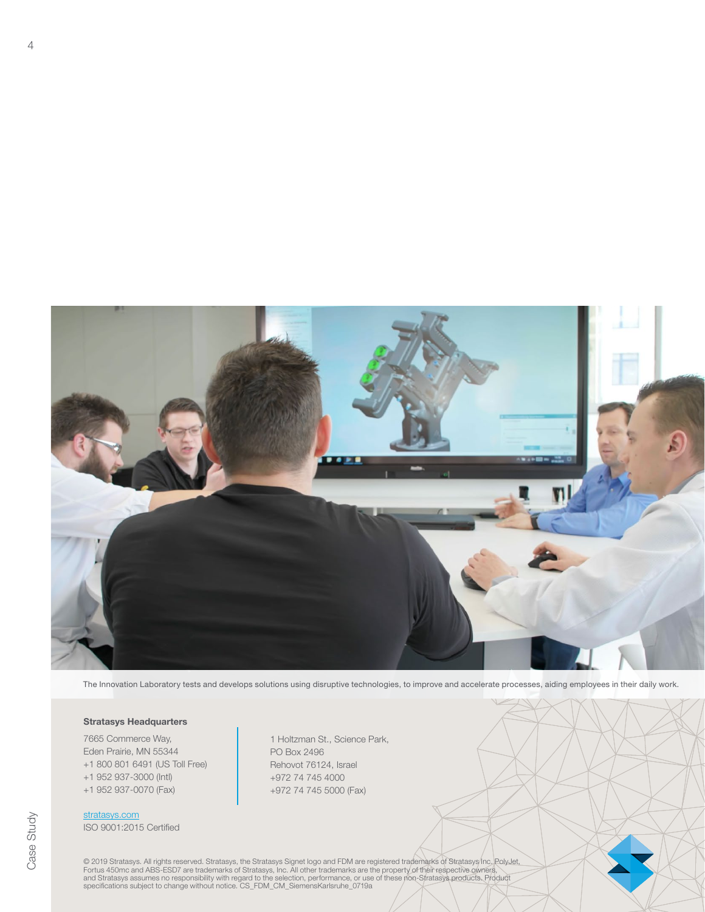The Innovation Laboratory tests and develops solutions using disruptive technologies, to improve and accelerate processes, aiding employees in their daily work.

**Stratasys Headquarters**

7665 Commerce Way,
Eden Prairie, MN 55344
+1 800 801 6491 (US Toll Free)
+1 952 937-3000 (Intl)
+1 952 937-0070 (Fax)

1 Holtzman St., Science Park,
PO Box 2496
Rehovot 76124, Israel
+972 74 745 4000
+972 74 745 5000 (Fax)

stratasys.com
ISO 9001:2015 Certified

© 2019 Stratasys. All rights reserved. Stratasys, the Stratasys Signet logo and FDM are registered trademarks of Stratasys Inc. PolyJet, Fortus 450mc and ABS-ESD7 are trademarks of Stratasys, Inc. All other trademarks are the property of their respective owners, and Stratasys assumes no responsibility with regard to the selection, performance, or use of these non-Stratasys products. Product specifications subject to change without notice. CS_FDM_CM_SiemensKarlsruhe_0719a